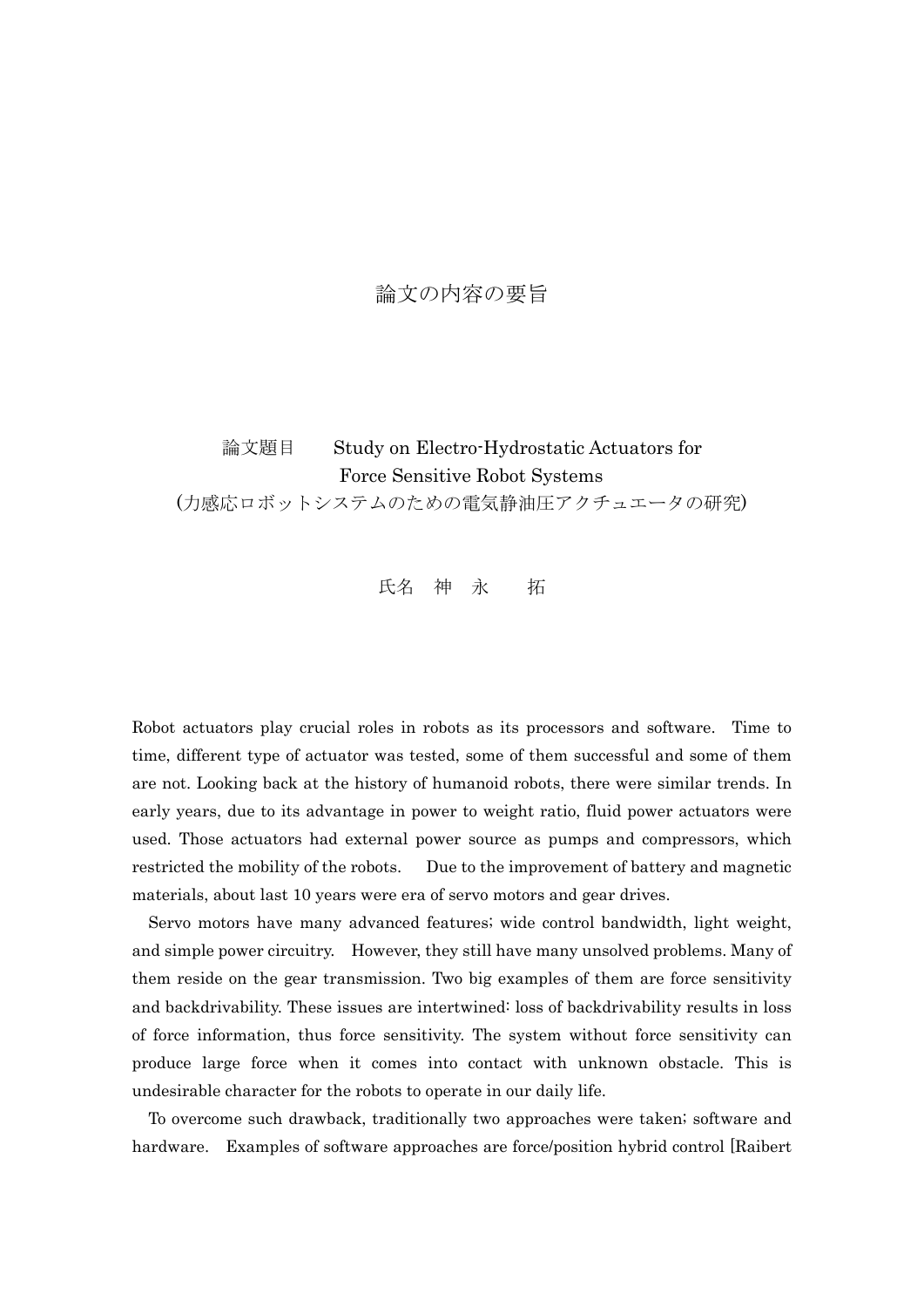# 論文の内容の要旨

論文題目　　Study on Electro-Hydrostatic Actuators for Force Sensitive Robot Systems

(力感応ロボットシステムのための電気静油圧アクチュエータの研究)

氏名　神　永　　拓

Robot actuators play crucial roles in robots as its processors and software. Time to time, different type of actuator was tested, some of them successful and some of them are not. Looking back at the history of humanoid robots, there were similar trends. In early years, due to its advantage in power to weight ratio, fluid power actuators were used. Those actuators had external power source as pumps and compressors, which restricted the mobility of the robots. Due to the improvement of battery and magnetic materials, about last 10 years were era of servo motors and gear drives.

Servo motors have many advanced features; wide control bandwidth, light weight, and simple power circuitry. However, they still have many unsolved problems. Many of them reside on the gear transmission. Two big examples of them are force sensitivity and backdrivability. These issues are intertwined: loss of backdrivability results in loss of force information, thus force sensitivity. The system without force sensitivity can produce large force when it comes into contact with unknown obstacle. This is undesirable character for the robots to operate in our daily life.

To overcome such drawback, traditionally two approaches were taken; software and hardware. Examples of software approaches are force/position hybrid control [Raibert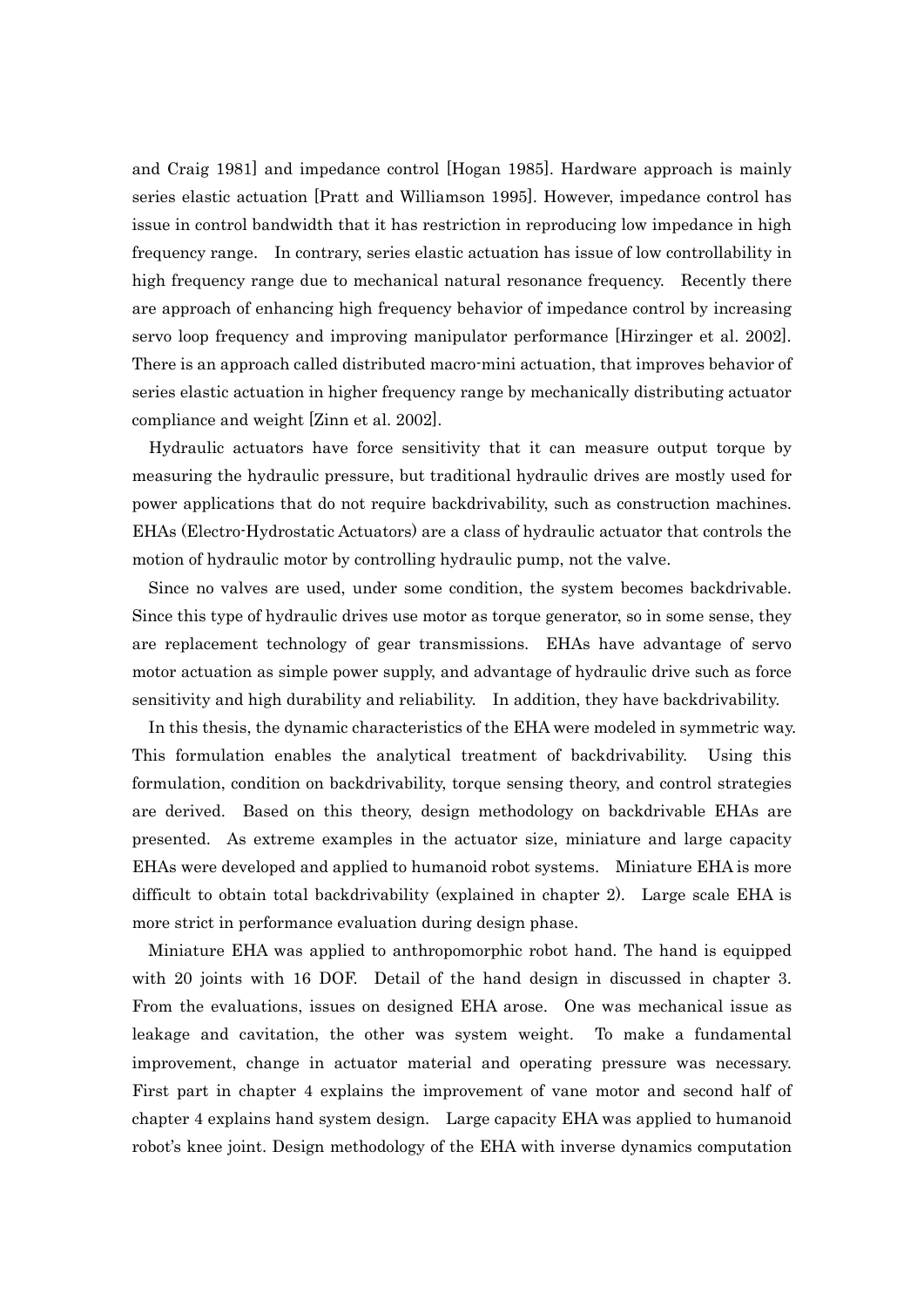and Craig 1981] and impedance control [Hogan 1985]. Hardware approach is mainly series elastic actuation [Pratt and Williamson 1995]. However, impedance control has issue in control bandwidth that it has restriction in reproducing low impedance in high frequency range. In contrary, series elastic actuation has issue of low controllability in high frequency range due to mechanical natural resonance frequency. Recently there are approach of enhancing high frequency behavior of impedance control by increasing servo loop frequency and improving manipulator performance [Hirzinger et al. 2002]. There is an approach called distributed macro-mini actuation, that improves behavior of series elastic actuation in higher frequency range by mechanically distributing actuator compliance and weight [Zinn et al. 2002].

Hydraulic actuators have force sensitivity that it can measure output torque by measuring the hydraulic pressure, but traditional hydraulic drives are mostly used for power applications that do not require backdrivability, such as construction machines. EHAs (Electro-Hydrostatic Actuators) are a class of hydraulic actuator that controls the motion of hydraulic motor by controlling hydraulic pump, not the valve.

Since no valves are used, under some condition, the system becomes backdrivable. Since this type of hydraulic drives use motor as torque generator, so in some sense, they are replacement technology of gear transmissions. EHAs have advantage of servo motor actuation as simple power supply, and advantage of hydraulic drive such as force sensitivity and high durability and reliability. In addition, they have backdrivability.

In this thesis, the dynamic characteristics of the EHA were modeled in symmetric way. This formulation enables the analytical treatment of backdrivability. Using this formulation, condition on backdrivability, torque sensing theory, and control strategies are derived. Based on this theory, design methodology on backdrivable EHAs are presented. As extreme examples in the actuator size, miniature and large capacity EHAs were developed and applied to humanoid robot systems. Miniature EHA is more difficult to obtain total backdrivability (explained in chapter 2). Large scale EHA is more strict in performance evaluation during design phase.

Miniature EHA was applied to anthropomorphic robot hand. The hand is equipped with 20 joints with 16 DOF. Detail of the hand design in discussed in chapter 3. From the evaluations, issues on designed EHA arose. One was mechanical issue as leakage and cavitation, the other was system weight. To make a fundamental improvement, change in actuator material and operating pressure was necessary. First part in chapter 4 explains the improvement of vane motor and second half of chapter 4 explains hand system design. Large capacity EHA was applied to humanoid robot's knee joint. Design methodology of the EHA with inverse dynamics computation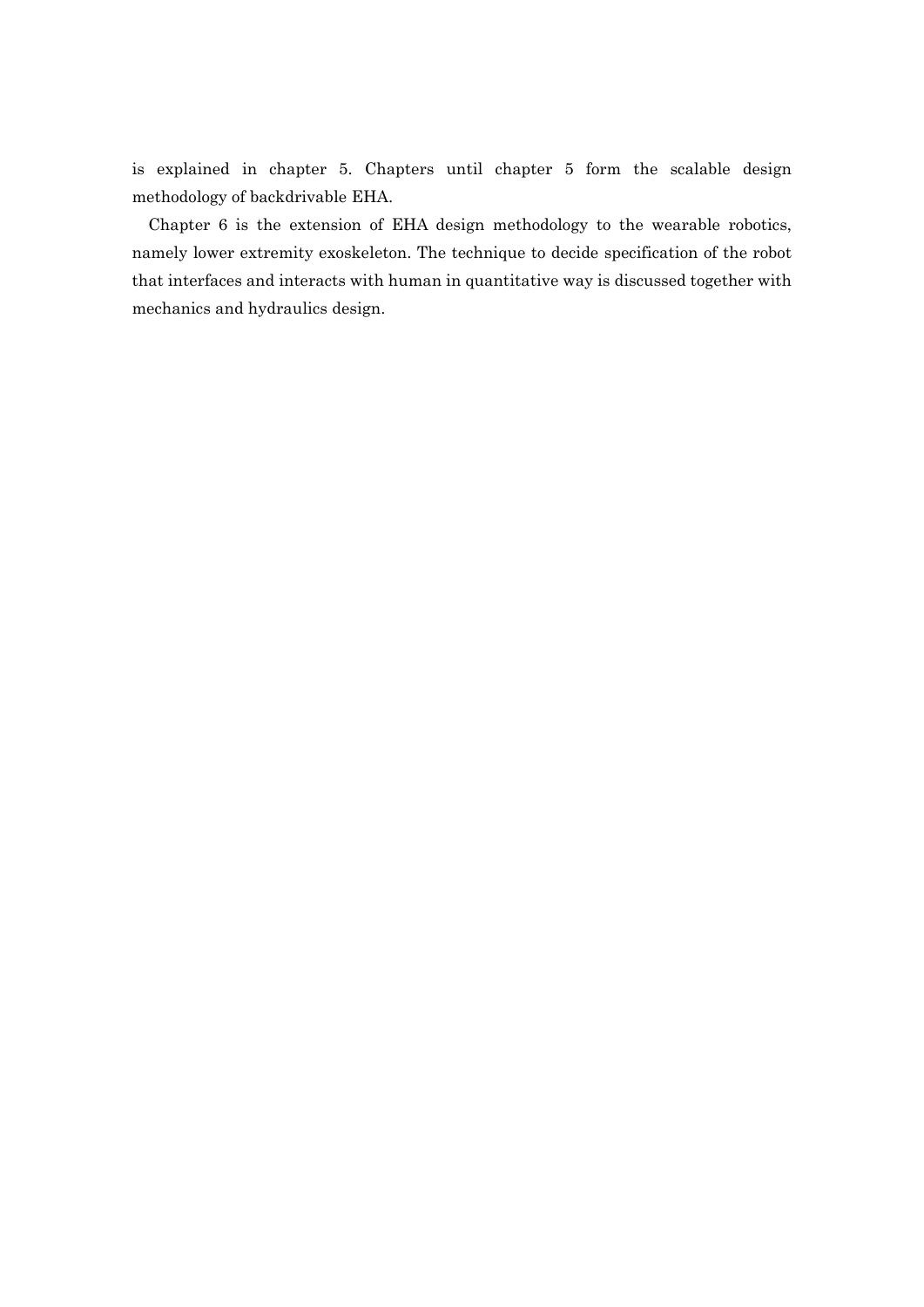is explained in chapter 5. Chapters until chapter 5 form the scalable design methodology of backdrivable EHA.

Chapter 6 is the extension of EHA design methodology to the wearable robotics, namely lower extremity exoskeleton. The technique to decide specification of the robot that interfaces and interacts with human in quantitative way is discussed together with mechanics and hydraulics design.